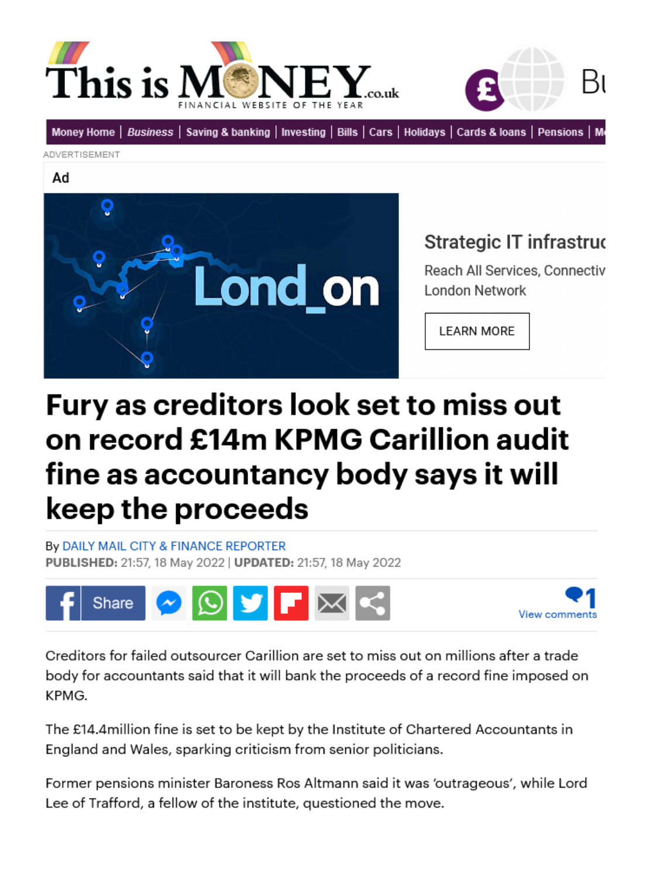# Fury as creditors look set to miss out on record £14m KPMG Carillion audit fine as accountancy body says it will keep the proceeds

By DAILY MAIL CITY & FINANCE REPORTER
**PUBLISHED:** 21:57, 18 May 2022 | **UPDATED:** 21:57, 18 May 2022

Creditors for failed outsourcer Carillion are set to miss out on millions after a trade body for accountants said that it will bank the proceeds of a record fine imposed on KPMG.

The £14.4million fine is set to be kept by the Institute of Chartered Accountants in England and Wales, sparking criticism from senior politicians.

Former pensions minister Baroness Ros Altmann said it was 'outrageous', while Lord Lee of Trafford, a fellow of the institute, questioned the move.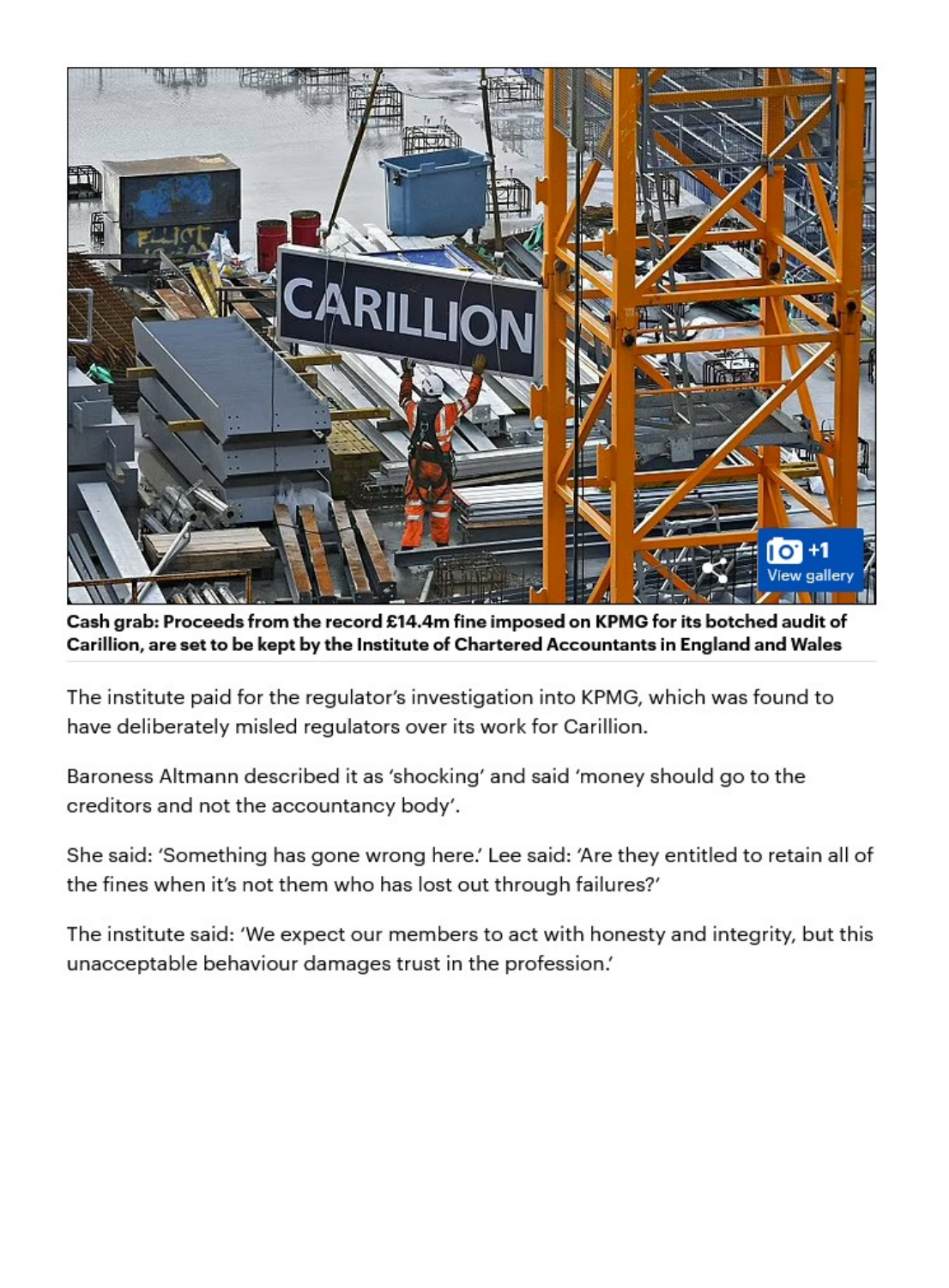**Cash grab: Proceeds from the record £14.4m fine imposed on KPMG for its botched audit of Carillion, are set to be kept by the Institute of Chartered Accountants in England and Wales**

The institute paid for the regulator's investigation into KPMG, which was found to have deliberately misled regulators over its work for Carillion.

Baroness Altmann described it as 'shocking' and said 'money should go to the creditors and not the accountancy body'.

She said: 'Something has gone wrong here.' Lee said: 'Are they entitled to retain all of the fines when it's not them who has lost out through failures?'

The institute said: 'We expect our members to act with honesty and integrity, but this unacceptable behaviour damages trust in the profession.'